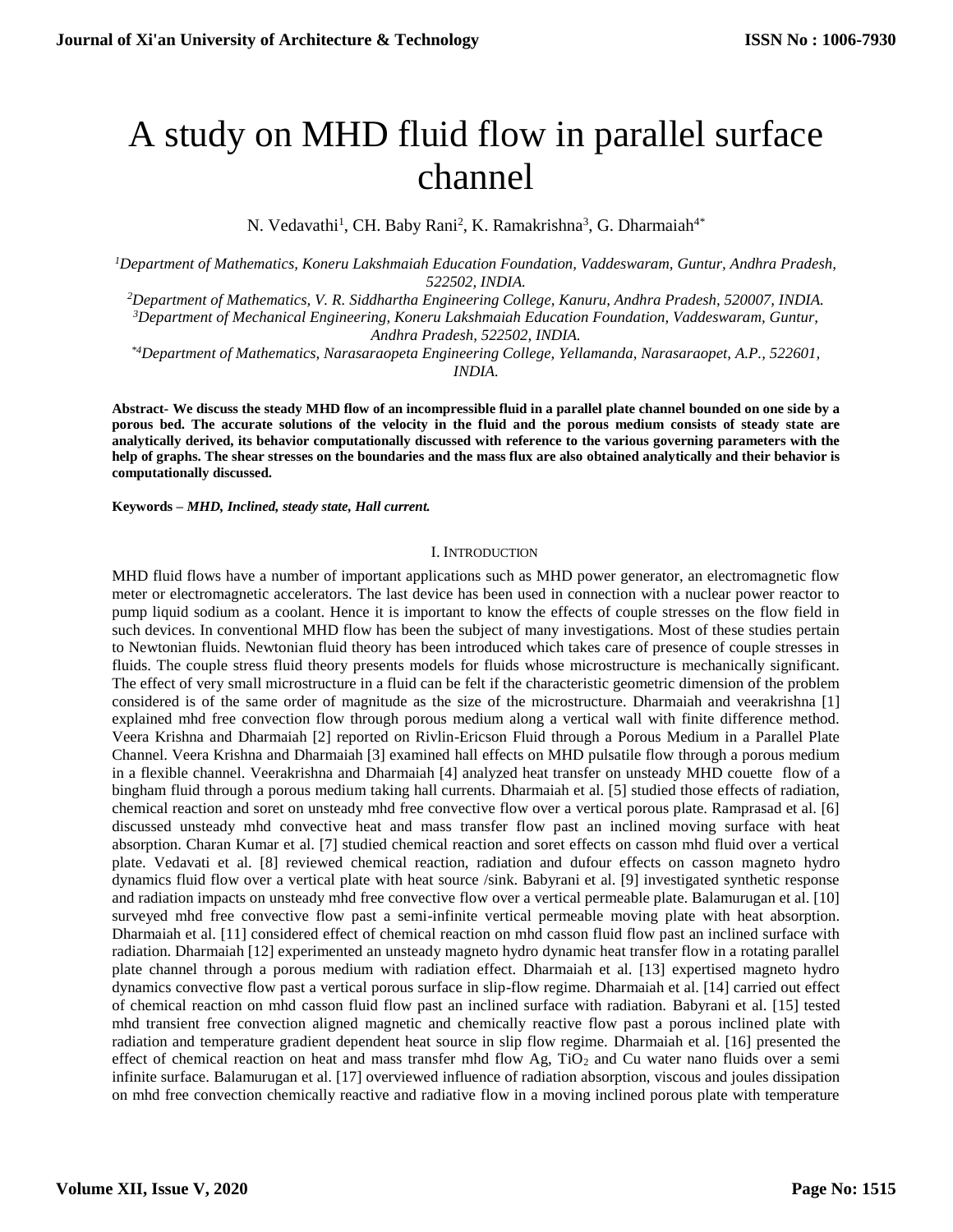# A study on MHD fluid flow in parallel surface channel

N. Vedavathi[1], CH. Baby Rani[2], K. Ramakrishna[3], G. Dharmaiah[4*]

*[1]Department of Mathematics, Koneru Lakshmaiah Education Foundation, Vaddeswaram, Guntur, Andhra Pradesh, 522502, INDIA.*

*[2]Department of Mathematics, V. R. Siddhartha Engineering College, Kanuru, Andhra Pradesh, 520007, INDIA.*

*[3]Department of Mechanical Engineering, Koneru Lakshmaiah Education Foundation, Vaddeswaram, Guntur, Andhra Pradesh, 522502, INDIA.*

*[*4]Department of Mathematics, Narasaraopeta Engineering College, Yellamanda, Narasaraopet, A.P., 522601, INDIA.*

**Abstract- We discuss the steady MHD flow of an incompressible fluid in a parallel plate channel bounded on one side by a porous bed. The accurate solutions of the velocity in the fluid and the porous medium consists of steady state are analytically derived, its behavior computationally discussed with reference to the various governing parameters with the help of graphs. The shear stresses on the boundaries and the mass flux are also obtained analytically and their behavior is computationally discussed.**

**Keywords –** ***MHD, Inclined, steady state, Hall current.***

## I. INTRODUCTION

MHD fluid flows have a number of important applications such as MHD power generator, an electromagnetic flow meter or electromagnetic accelerators. The last device has been used in connection with a nuclear power reactor to pump liquid sodium as a coolant. Hence it is important to know the effects of couple stresses on the flow field in such devices. In conventional MHD flow has been the subject of many investigations. Most of these studies pertain to Newtonian fluids. Newtonian fluid theory has been introduced which takes care of presence of couple stresses in fluids. The couple stress fluid theory presents models for fluids whose microstructure is mechanically significant. The effect of very small microstructure in a fluid can be felt if the characteristic geometric dimension of the problem considered is of the same order of magnitude as the size of the microstructure. Dharmaiah and veerakrishna [1] explained mhd free convection flow through porous medium along a vertical wall with finite difference method. Veera Krishna and Dharmaiah [2] reported on Rivlin-Ericson Fluid through a Porous Medium in a Parallel Plate Channel. Veera Krishna and Dharmaiah [3] examined hall effects on MHD pulsatile flow through a porous medium in a flexible channel. Veerakrishna and Dharmaiah [4] analyzed heat transfer on unsteady MHD couette flow of a bingham fluid through a porous medium taking hall currents. Dharmaiah et al. [5] studied those effects of radiation, chemical reaction and soret on unsteady mhd free convective flow over a vertical porous plate. Ramprasad et al. [6] discussed unsteady mhd convective heat and mass transfer flow past an inclined moving surface with heat absorption. Charan Kumar et al. [7] studied chemical reaction and soret effects on casson mhd fluid over a vertical plate. Vedavati et al. [8] reviewed chemical reaction, radiation and dufour effects on casson magneto hydro dynamics fluid flow over a vertical plate with heat source /sink. Babyrani et al. [9] investigated synthetic response and radiation impacts on unsteady mhd free convective flow over a vertical permeable plate. Balamurugan et al. [10] surveyed mhd free convective flow past a semi-infinite vertical permeable moving plate with heat absorption. Dharmaiah et al. [11] considered effect of chemical reaction on mhd casson fluid flow past an inclined surface with radiation. Dharmaiah [12] experimented an unsteady magneto hydro dynamic heat transfer flow in a rotating parallel plate channel through a porous medium with radiation effect. Dharmaiah et al. [13] expertised magneto hydro dynamics convective flow past a vertical porous surface in slip-flow regime. Dharmaiah et al. [14] carried out effect of chemical reaction on mhd casson fluid flow past an inclined surface with radiation. Babyrani et al. [15] tested mhd transient free convection aligned magnetic and chemically reactive flow past a porous inclined plate with radiation and temperature gradient dependent heat source in slip flow regime. Dharmaiah et al. [16] presented the effect of chemical reaction on heat and mass transfer mhd flow Ag, $TiO_2$ and Cu water nano fluids over a semi infinite surface. Balamurugan et al. [17] overviewed influence of radiation absorption, viscous and joules dissipation on mhd free convection chemically reactive and radiative flow in a moving inclined porous plate with temperature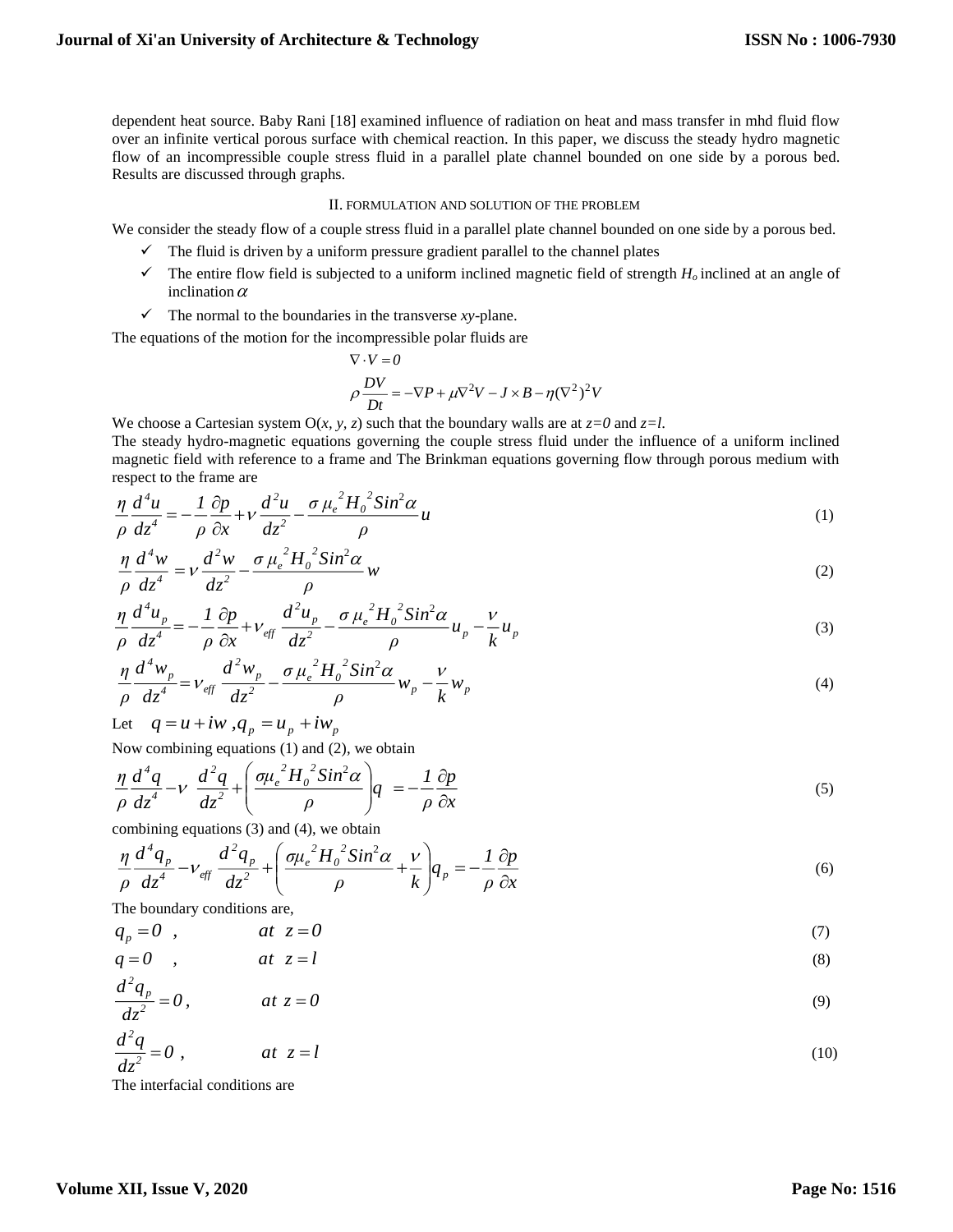dependent heat source. Baby Rani [18] examined influence of radiation on heat and mass transfer in mhd fluid flow over an infinite vertical porous surface with chemical reaction. In this paper, we discuss the steady hydro magnetic flow of an incompressible couple stress fluid in a parallel plate channel bounded on one side by a porous bed. Results are discussed through graphs.

## II. FORMULATION AND SOLUTION OF THE PROBLEM

We consider the steady flow of a couple stress fluid in a parallel plate channel bounded on one side by a porous bed.

- ✓ The fluid is driven by a uniform pressure gradient parallel to the channel plates
- ✓ The entire flow field is subjected to a uniform inclined magnetic field of strength $H_o$ inclined at an angle of inclination $\alpha$
- ✓ The normal to the boundaries in the transverse *xy*-plane.

The equations of the motion for the incompressible polar fluids are

$$\nabla \cdot V = 0$$

$$\rho \frac{DV}{Dt} = -\nabla P + \mu \nabla^2 V - J \times B - \eta (\nabla^2)^2 V$$

We choose a Cartesian system O(*x, y, z*) such that the boundary walls are at *z=0* and *z=l*.

The steady hydro-magnetic equations governing the couple stress fluid under the influence of a uniform inclined magnetic field with reference to a frame and The Brinkman equations governing flow through porous medium with respect to the frame are

$$\frac{\eta}{\rho}\frac{d^4 u}{dz^4} = -\frac{1}{\rho}\frac{\partial p}{\partial x} + \nu \frac{d^2 u}{dz^2} - \frac{\sigma \mu_e^{\,2} H_0^{\,2} Sin^2\alpha}{\rho} u \tag{1}$$

$$\frac{\eta}{\rho}\frac{d^4 w}{dz^4} = \nu \frac{d^2 w}{dz^2} - \frac{\sigma \mu_e^{\,2} H_0^{\,2} Sin^2\alpha}{\rho} w \tag{2}$$

$$\frac{\eta}{\rho}\frac{d^4 u_p}{dz^4} = -\frac{1}{\rho}\frac{\partial p}{\partial x} + \nu_{eff} \frac{d^2 u_p}{dz^2} - \frac{\sigma \mu_e^{\,2} H_0^{\,2} Sin^2\alpha}{\rho} u_p - \frac{\nu}{k} u_p \tag{3}$$

$$\frac{\eta}{\rho}\frac{d^4 w_p}{dz^4} = \nu_{eff} \frac{d^2 w_p}{dz^2} - \frac{\sigma \mu_e^{\,2} H_0^{\,2} Sin^2\alpha}{\rho} w_p - \frac{\nu}{k} w_p \tag{4}$$

Let $q = u + iw \,, q_p = u_p + iw_p$

Now combining equations (1) and (2), we obtain

$$\frac{\eta}{\rho}\frac{d^4 q}{dz^4} - \nu \frac{d^2 q}{dz^2} + \left( \frac{\sigma \mu_e^{\,2} H_0^{\,2} Sin^2\alpha}{\rho} \right) q = -\frac{1}{\rho}\frac{\partial p}{\partial x} \tag{5}$$

combining equations (3) and (4), we obtain

$$\frac{\eta}{\rho}\frac{d^4 q_p}{dz^4} - \nu_{eff} \frac{d^2 q_p}{dz^2} + \left( \frac{\sigma \mu_e^{\,2} H_0^{\,2} Sin^2\alpha}{\rho} + \frac{\nu}{k} \right) q_p = -\frac{1}{\rho}\frac{\partial p}{\partial x} \tag{6}$$

The boundary conditions are,

$$q_p = 0 \ , \qquad at \ z = 0 \tag{7}$$

$$q = 0 \ , \qquad at \ z = l \tag{8}$$

$$\frac{d^2 q_p}{dz^2} = 0 \, , \qquad at \ z = 0 \tag{9}$$

$$\frac{d^2 q}{dz^2} = 0 \ , \qquad at \ z = l \tag{10}$$

The interfacial conditions are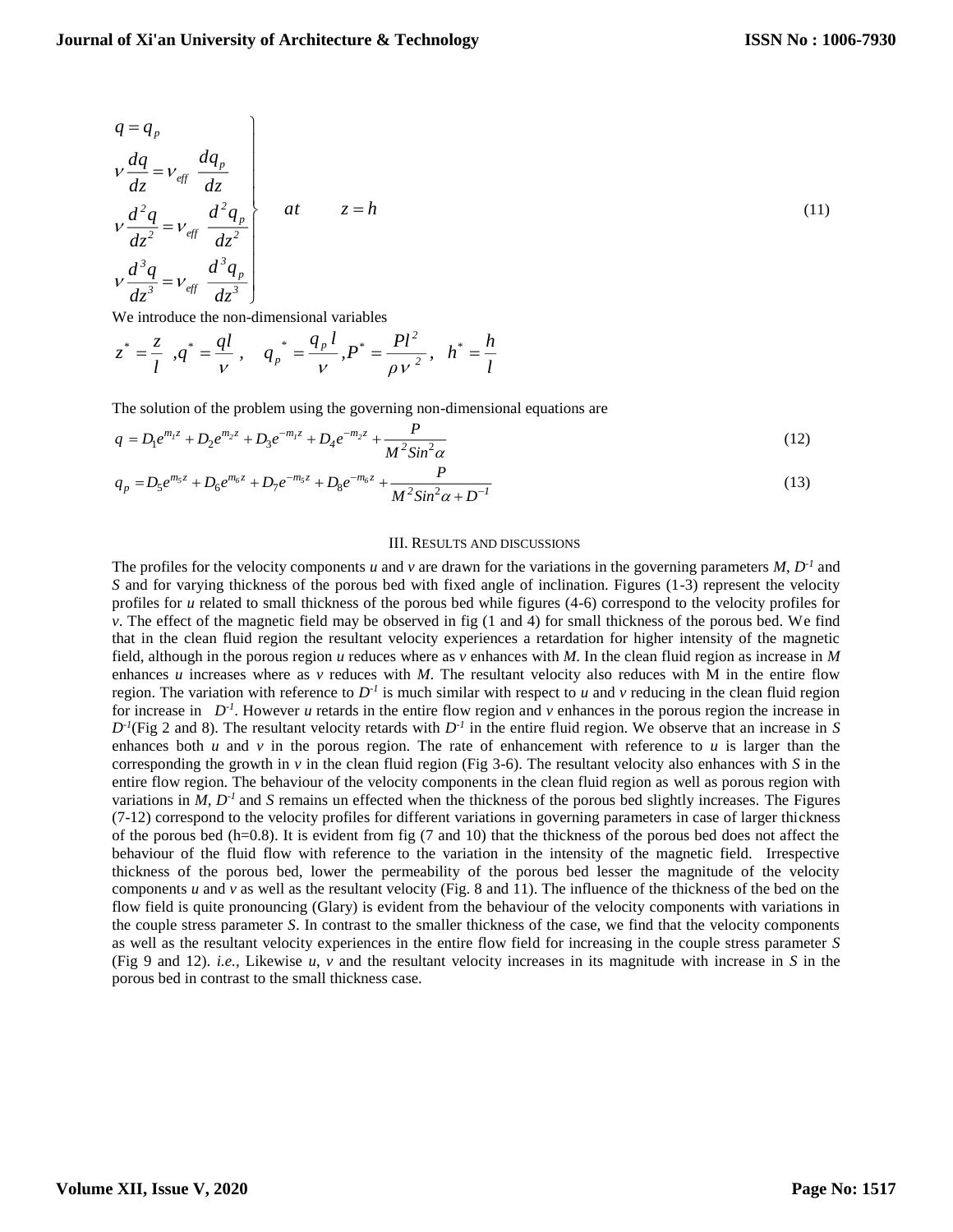$$
\left.
\begin{aligned}
& q = q_p \\
& \nu \frac{dq}{dz} = \nu_{eff} \ \frac{dq_p}{dz} \\
& \nu \frac{d^2q}{dz^2} = \nu_{eff} \ \frac{d^2q_p}{dz^2} \\
& \nu \frac{d^3q}{dz^3} = \nu_{eff} \ \frac{d^3q_p}{dz^3}
\end{aligned}
\right\} \quad at \qquad z = h \tag{11}
$$

We introduce the non-dimensional variables

$$
z^* = \frac{z}{l} \ ,q^* = \frac{ql}{\nu} \ , \quad q_p{}^* = \frac{q_p \, l}{\nu} ,P^* = \frac{Pl^2}{\rho \nu^{\ 2}} , \quad h^* = \frac{h}{l}
$$

The solution of the problem using the governing non-dimensional equations are

$$
q = D_1 e^{m_1 z} + D_2 e^{m_2 z} + D_3 e^{-m_1 z} + D_4 e^{-m_2 z} + \frac{P}{M^2 Sin^2 \alpha} \tag{12}
$$

$$
q_p = D_5 e^{m_5 z} + D_6 e^{m_6 z} + D_7 e^{-m_5 z} + D_8 e^{-m_6 z} + \frac{P}{M^2 Sin^2 \alpha + D^{-1}} \tag{13}
$$

## III. Results and discussions

The profiles for the velocity components *u* and *v* are drawn for the variations in the governing parameters $M$, $D^{-1}$ and $S$ and for varying thickness of the porous bed with fixed angle of inclination. Figures (1-3) represent the velocity profiles for *u* related to small thickness of the porous bed while figures (4-6) correspond to the velocity profiles for *v*. The effect of the magnetic field may be observed in fig (1 and 4) for small thickness of the porous bed. We find that in the clean fluid region the resultant velocity experiences a retardation for higher intensity of the magnetic field, although in the porous region *u* reduces where as *v* enhances with $M$. In the clean fluid region as increase in $M$ enhances *u* increases where as *v* reduces with $M$. The resultant velocity also reduces with M in the entire flow region. The variation with reference to $D^{-1}$ is much similar with respect to *u* and *v* reducing in the clean fluid region for increase in $D^{-1}$. However *u* retards in the entire flow region and *v* enhances in the porous region the increase in $D^{-1}$(Fig 2 and 8). The resultant velocity retards with $D^{-1}$ in the entire fluid region. We observe that an increase in $S$ enhances both *u* and *v* in the porous region. The rate of enhancement with reference to *u* is larger than the corresponding the growth in *v* in the clean fluid region (Fig 3-6). The resultant velocity also enhances with $S$ in the entire flow region. The behaviour of the velocity components in the clean fluid region as well as porous region with variations in $M$, $D^{-1}$ and $S$ remains un effected when the thickness of the porous bed slightly increases. The Figures (7-12) correspond to the velocity profiles for different variations in governing parameters in case of larger thickness of the porous bed (h=0.8). It is evident from fig (7 and 10) that the thickness of the porous bed does not affect the behaviour of the fluid flow with reference to the variation in the intensity of the magnetic field. Irrespective thickness of the porous bed, lower the permeability of the porous bed lesser the magnitude of the velocity components *u* and *v* as well as the resultant velocity (Fig. 8 and 11). The influence of the thickness of the bed on the flow field is quite pronouncing (Glary) is evident from the behaviour of the velocity components with variations in the couple stress parameter $S$. In contrast to the smaller thickness of the case, we find that the velocity components as well as the resultant velocity experiences in the entire flow field for increasing in the couple stress parameter $S$ (Fig 9 and 12). *i.e.,* Likewise *u*, *v* and the resultant velocity increases in its magnitude with increase in $S$ in the porous bed in contrast to the small thickness case.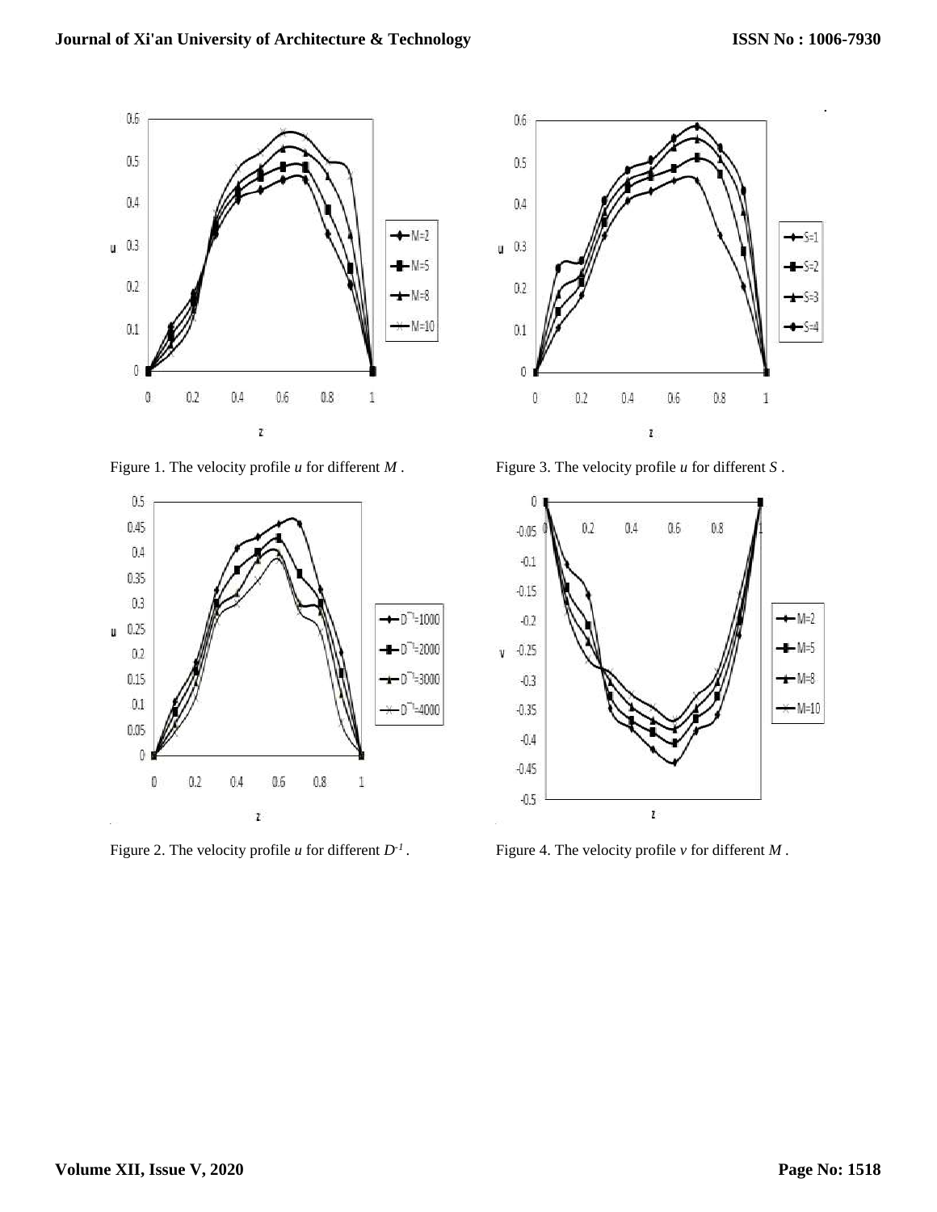Figure 1. The velocity profile $u$ for different $M$ .

Figure 3. The velocity profile $u$ for different $S$ .

Figure 2. The velocity profile $u$ for different $D^{-1}$ .

Figure 4. The velocity profile $v$ for different $M$ .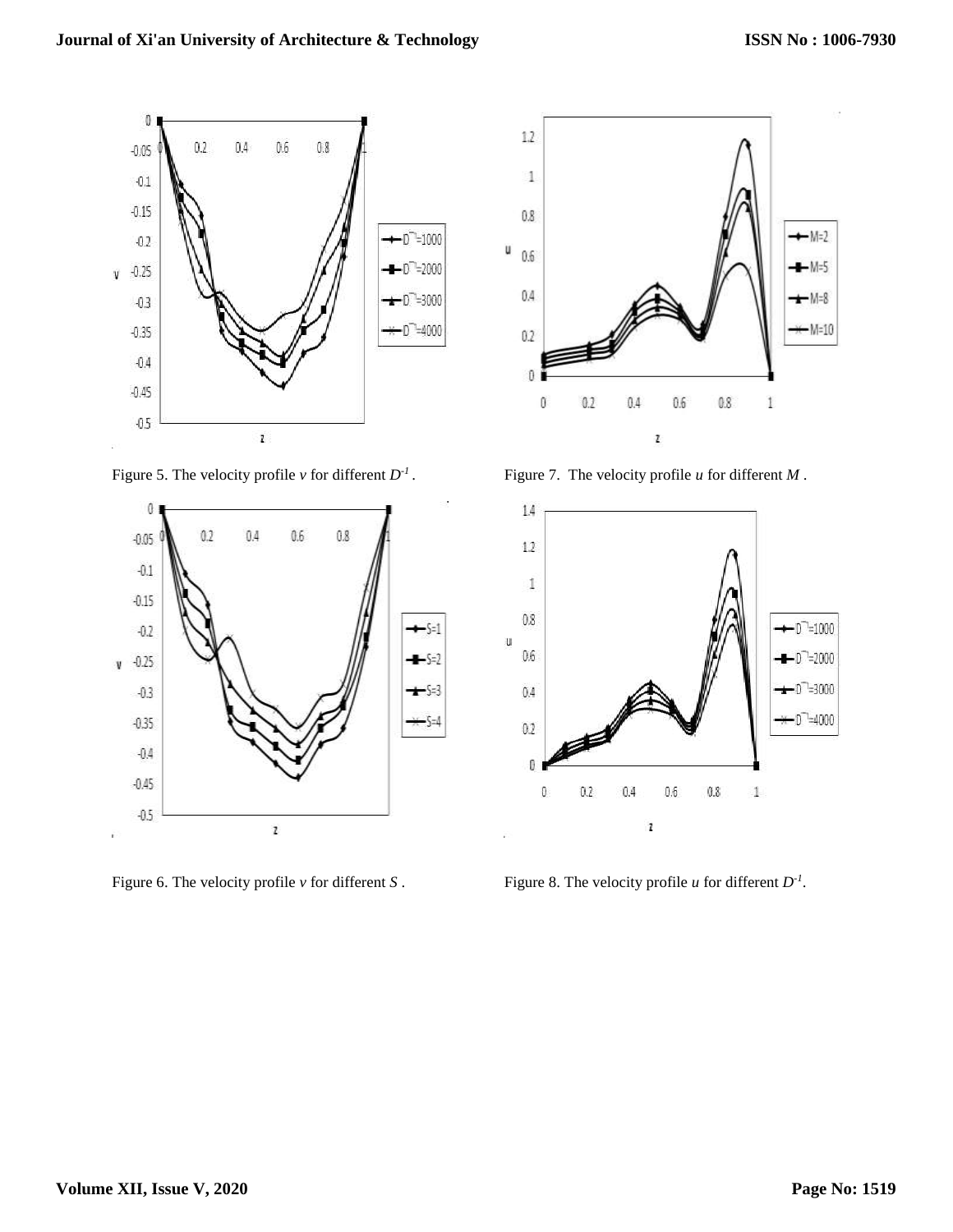Figure 5. The velocity profile $v$ for different $D^{-1}$.

Figure 7. The velocity profile $u$ for different $M$.

Figure 6. The velocity profile $v$ for different $S$.

Figure 8. The velocity profile $u$ for different $D^{-1}$.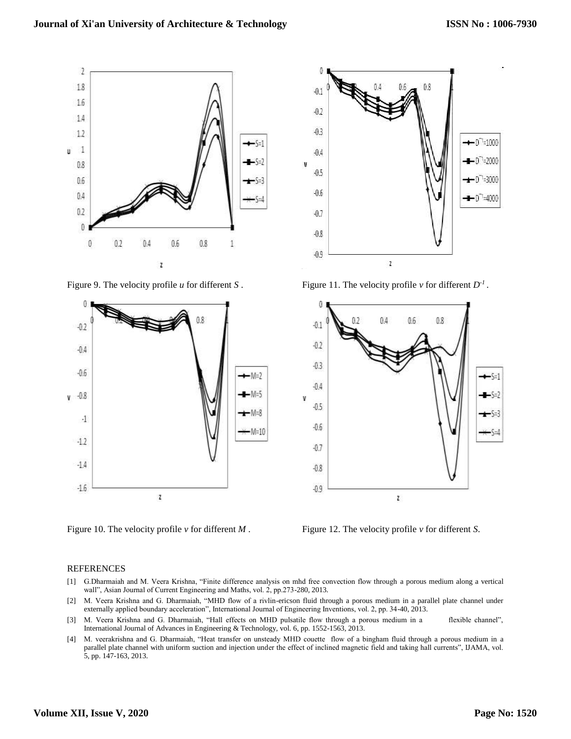Figure 9. The velocity profile $u$ for different $S$ .

Figure 11. The velocity profile $v$ for different $D^{-1}$ .

Figure 10. The velocity profile $v$ for different $M$ .

Figure 12. The velocity profile $v$ for different $S$.

## REFERENCES

[1] G.Dharmaiah and M. Veera Krishna, "Finite difference analysis on mhd free convection flow through a porous medium along a vertical wall", Asian Journal of Current Engineering and Maths, vol. 2, pp.273-280, 2013.

[2] M. Veera Krishna and G. Dharmaiah, "MHD flow of a rivlin-ericson fluid through a porous medium in a parallel plate channel under externally applied boundary acceleration", International Journal of Engineering Inventions, vol. 2, pp. 34-40, 2013.

[3] M. Veera Krishna and G. Dharmaiah, "Hall effects on MHD pulsatile flow through a porous medium in a flexible channel", International Journal of Advances in Engineering & Technology, vol. 6, pp. 1552-1563, 2013.

[4] M. veerakrishna and G. Dharmaiah, "Heat transfer on unsteady MHD couette flow of a bingham fluid through a porous medium in a parallel plate channel with uniform suction and injection under the effect of inclined magnetic field and taking hall currents", IJAMA, vol. 5, pp. 147-163, 2013.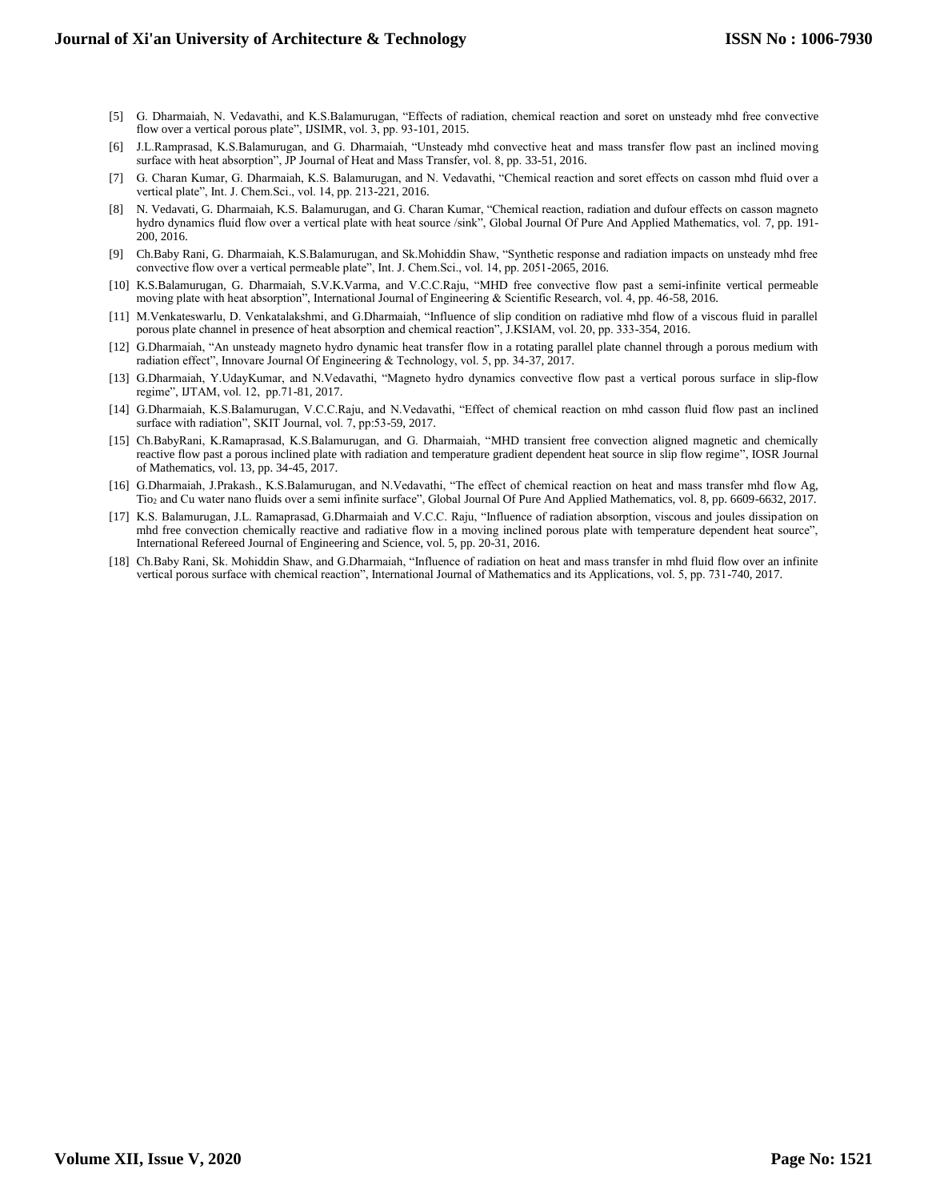[5] G. Dharmaiah, N. Vedavathi, and K.S.Balamurugan, "Effects of radiation, chemical reaction and soret on unsteady mhd free convective flow over a vertical porous plate", IJSIMR, vol. 3, pp. 93-101, 2015.

[6] J.L.Ramprasad, K.S.Balamurugan, and G. Dharmaiah, "Unsteady mhd convective heat and mass transfer flow past an inclined moving surface with heat absorption", JP Journal of Heat and Mass Transfer, vol. 8, pp. 33-51, 2016.

[7] G. Charan Kumar, G. Dharmaiah, K.S. Balamurugan, and N. Vedavathi, "Chemical reaction and soret effects on casson mhd fluid over a vertical plate", Int. J. Chem.Sci., vol. 14, pp. 213-221, 2016.

[8] N. Vedavati, G. Dharmaiah, K.S. Balamurugan, and G. Charan Kumar, "Chemical reaction, radiation and dufour effects on casson magneto hydro dynamics fluid flow over a vertical plate with heat source /sink", Global Journal Of Pure And Applied Mathematics, vol. 7, pp. 191-200, 2016.

[9] Ch.Baby Rani, G. Dharmaiah, K.S.Balamurugan, and Sk.Mohiddin Shaw, "Synthetic response and radiation impacts on unsteady mhd free convective flow over a vertical permeable plate", Int. J. Chem.Sci., vol. 14, pp. 2051-2065, 2016.

[10] K.S.Balamurugan, G. Dharmaiah, S.V.K.Varma, and V.C.C.Raju, "MHD free convective flow past a semi-infinite vertical permeable moving plate with heat absorption", International Journal of Engineering & Scientific Research, vol. 4, pp. 46-58, 2016.

[11] M.Venkateswarlu, D. Venkatalakshmi, and G.Dharmaiah, "Influence of slip condition on radiative mhd flow of a viscous fluid in parallel porous plate channel in presence of heat absorption and chemical reaction", J.KSIAM, vol. 20, pp. 333-354, 2016.

[12] G.Dharmaiah, "An unsteady magneto hydro dynamic heat transfer flow in a rotating parallel plate channel through a porous medium with radiation effect", Innovare Journal Of Engineering & Technology, vol. 5, pp. 34-37, 2017.

[13] G.Dharmaiah, Y.UdayKumar, and N.Vedavathi, "Magneto hydro dynamics convective flow past a vertical porous surface in slip-flow regime", IJTAM, vol. 12, pp.71-81, 2017.

[14] G.Dharmaiah, K.S.Balamurugan, V.C.C.Raju, and N.Vedavathi, "Effect of chemical reaction on mhd casson fluid flow past an inclined surface with radiation", SKIT Journal, vol. 7, pp:53-59, 2017.

[15] Ch.BabyRani, K.Ramaprasad, K.S.Balamurugan, and G. Dharmaiah, "MHD transient free convection aligned magnetic and chemically reactive flow past a porous inclined plate with radiation and temperature gradient dependent heat source in slip flow regime", IOSR Journal of Mathematics, vol. 13, pp. 34-45, 2017.

[16] G.Dharmaiah, J.Prakash., K.S.Balamurugan, and N.Vedavathi, "The effect of chemical reaction on heat and mass transfer mhd flow Ag, $Tio_2$ and Cu water nano fluids over a semi infinite surface", Global Journal Of Pure And Applied Mathematics, vol. 8, pp. 6609-6632, 2017.

[17] K.S. Balamurugan, J.L. Ramaprasad, G.Dharmaiah and V.C.C. Raju, "Influence of radiation absorption, viscous and joules dissipation on mhd free convection chemically reactive and radiative flow in a moving inclined porous plate with temperature dependent heat source", International Refereed Journal of Engineering and Science, vol. 5, pp. 20-31, 2016.

[18] Ch.Baby Rani, Sk. Mohiddin Shaw, and G.Dharmaiah, "Influence of radiation on heat and mass transfer in mhd fluid flow over an infinite vertical porous surface with chemical reaction", International Journal of Mathematics and its Applications, vol. 5, pp. 731-740, 2017.